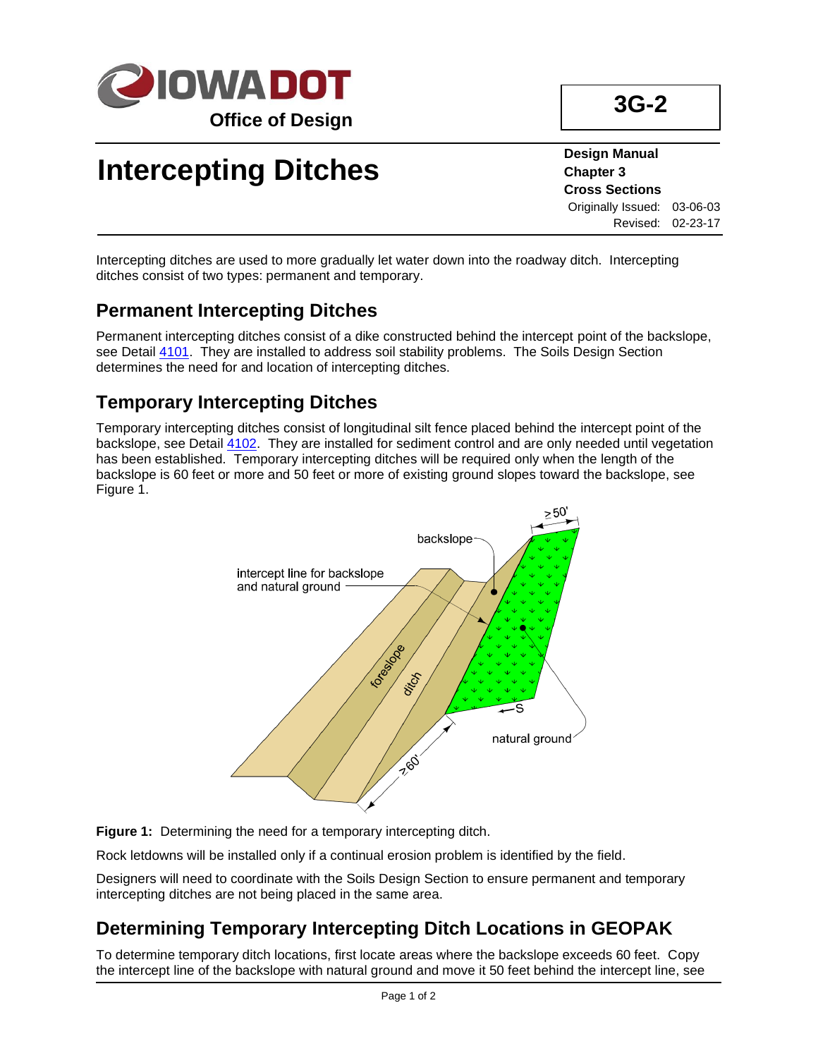# Intercepting Ditches

**3G-2**

**Design Manual**
**Chapter 3**
**Cross Sections**
Originally Issued: 03-06-03
Revised: 02-23-17

Intercepting ditches are used to more gradually let water down into the roadway ditch. Intercepting ditches consist of two types: permanent and temporary.

## Permanent Intercepting Ditches

Permanent intercepting ditches consist of a dike constructed behind the intercept point of the backslope, see Detail 4101. They are installed to address soil stability problems. The Soils Design Section determines the need for and location of intercepting ditches.

## Temporary Intercepting Ditches

Temporary intercepting ditches consist of longitudinal silt fence placed behind the intercept point of the backslope, see Detail 4102. They are installed for sediment control and are only needed until vegetation has been established. Temporary intercepting ditches will be required only when the length of the backslope is 60 feet or more and 50 feet or more of existing ground slopes toward the backslope, see Figure 1.

**Figure 1:** Determining the need for a temporary intercepting ditch.

Rock letdowns will be installed only if a continual erosion problem is identified by the field.

Designers will need to coordinate with the Soils Design Section to ensure permanent and temporary intercepting ditches are not being placed in the same area.

## Determining Temporary Intercepting Ditch Locations in GEOPAK

To determine temporary ditch locations, first locate areas where the backslope exceeds 60 feet. Copy the intercept line of the backslope with natural ground and move it 50 feet behind the intercept line, see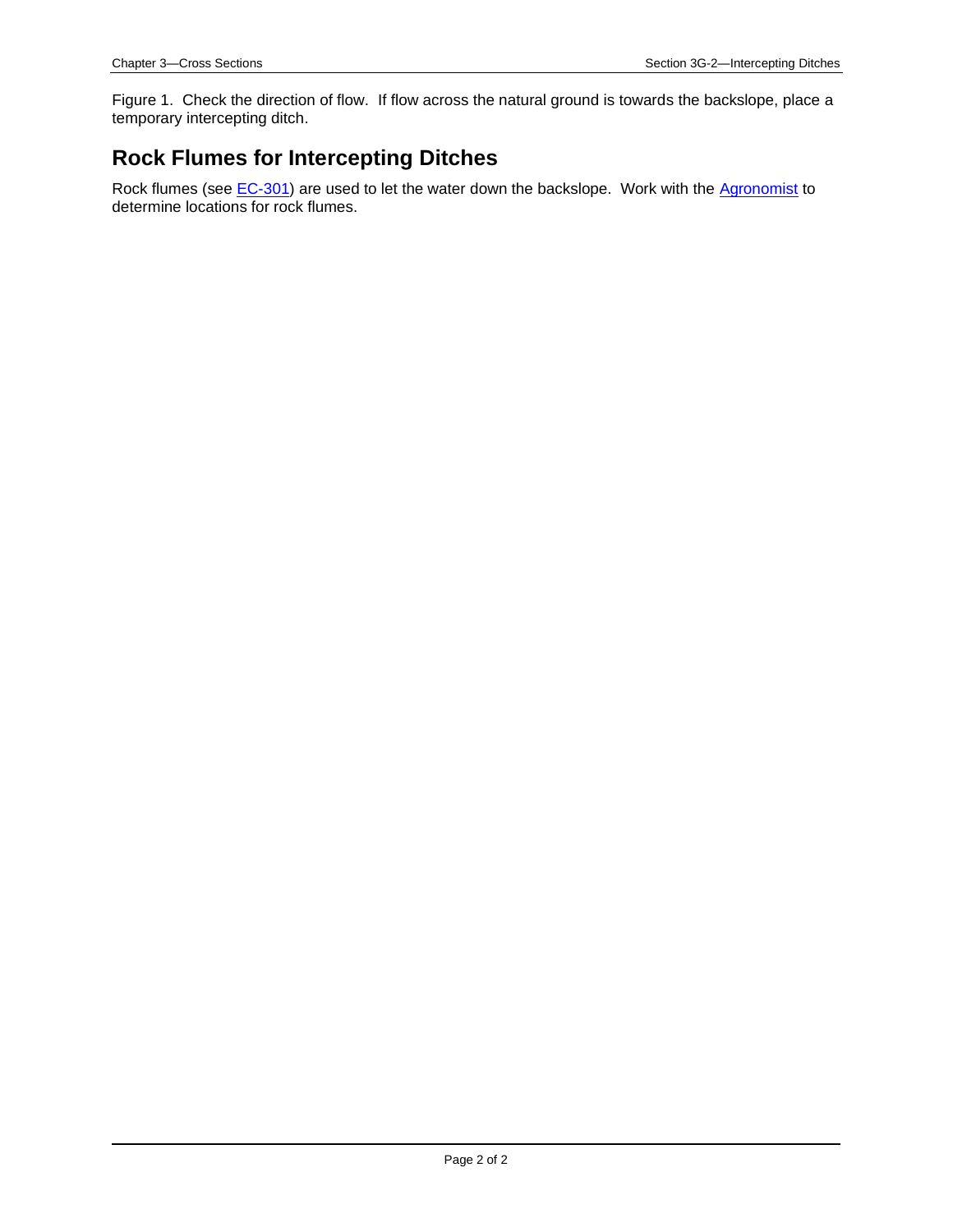Figure 1. Check the direction of flow. If flow across the natural ground is towards the backslope, place a temporary intercepting ditch.

## Rock Flumes for Intercepting Ditches

Rock flumes (see EC-301) are used to let the water down the backslope. Work with the Agronomist to determine locations for rock flumes.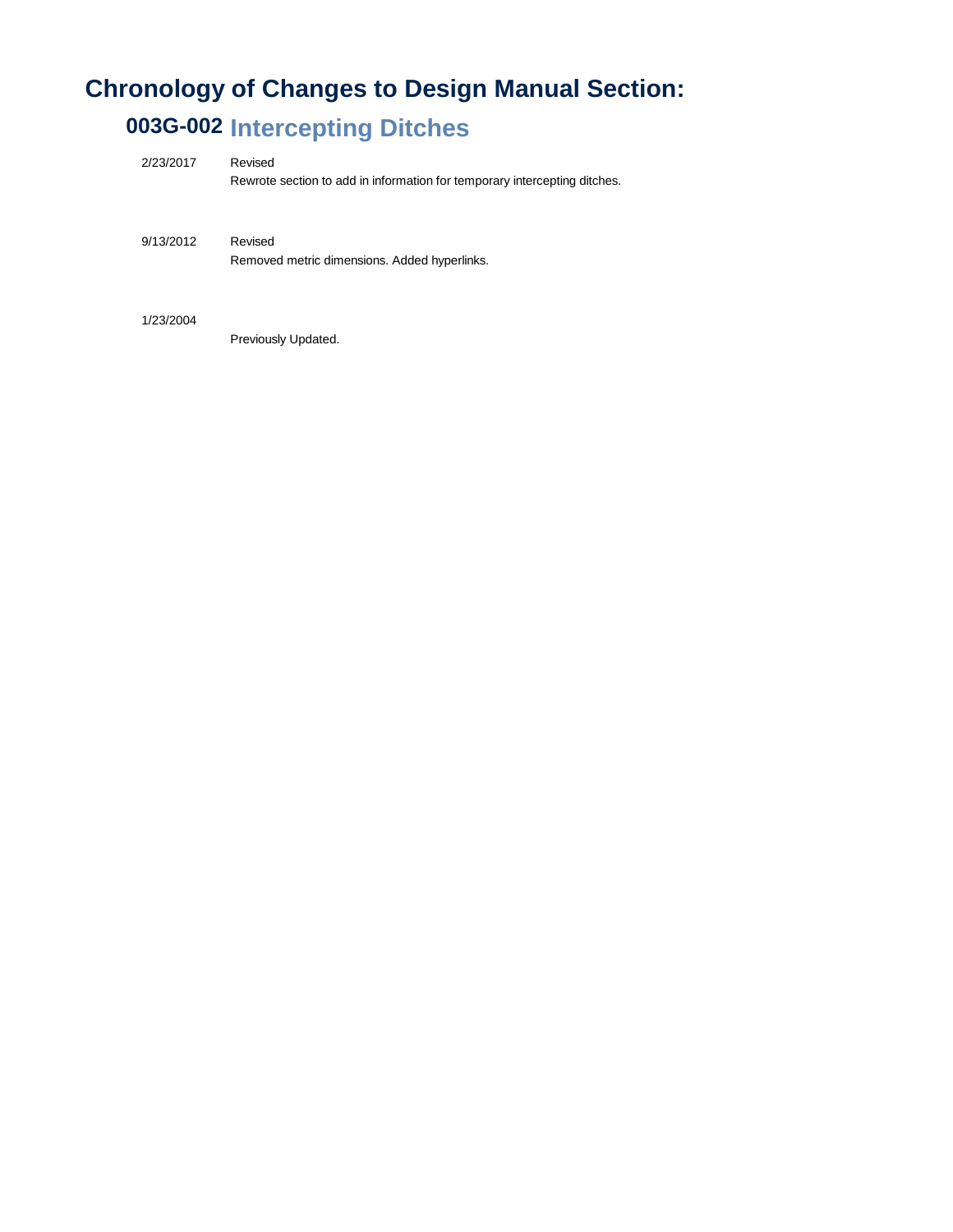# Chronology of Changes to Design Manual Section:

## 003G-002 Intercepting Ditches

2/23/2017 Revised
Rewrote section to add in information for temporary intercepting ditches.

9/13/2012 Revised
Removed metric dimensions. Added hyperlinks.

1/23/2004
Previously Updated.